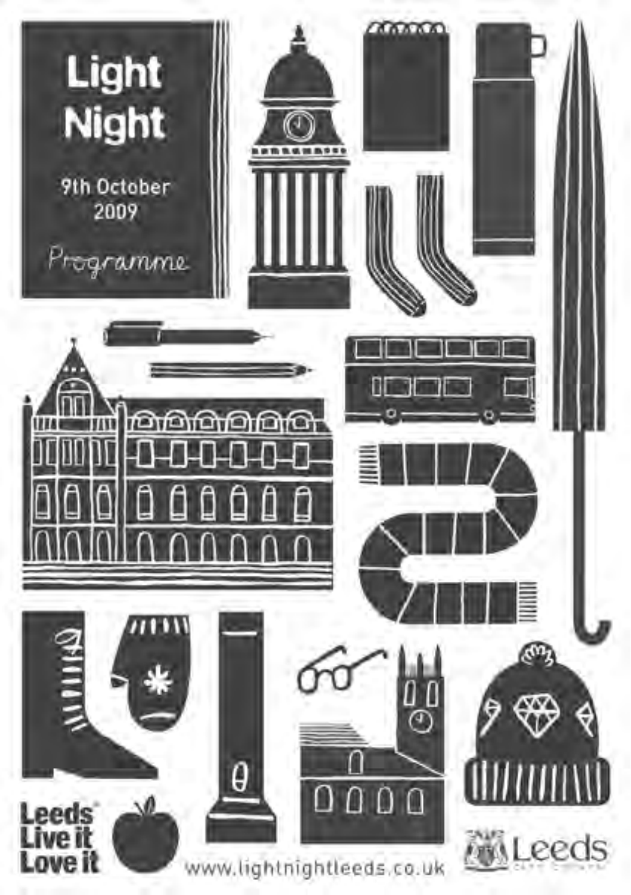# Light Night

9th October 2009

*Programme*

Leeds Live it Love it

www.lightnightleeds.co.uk

Leeds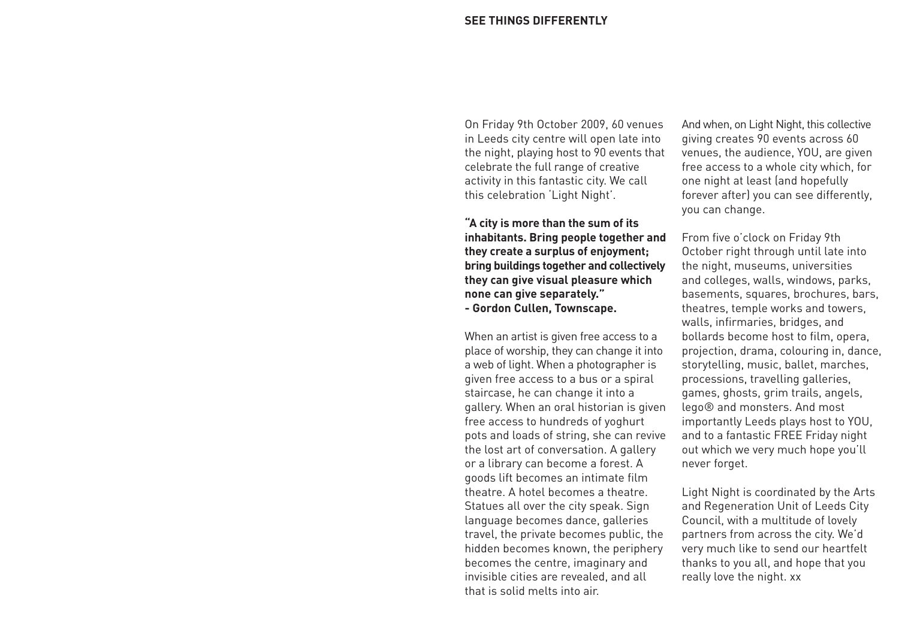# SEE THINGS DIFFERENTLY

On Friday 9th October 2009, 60 venues in Leeds city centre will open late into the night, playing host to 90 events that celebrate the full range of creative activity in this fantastic city. We call this celebration 'Light Night'.

**"A city is more than the sum of its inhabitants. Bring people together and they create a surplus of enjoyment; bring buildings together and collectively they can give visual pleasure which none can give separately."**
**- Gordon Cullen, Townscape.**

When an artist is given free access to a place of worship, they can change it into a web of light. When a photographer is given free access to a bus or a spiral staircase, he can change it into a gallery. When an oral historian is given free access to hundreds of yoghurt pots and loads of string, she can revive the lost art of conversation. A gallery or a library can become a forest. A goods lift becomes an intimate film theatre. A hotel becomes a theatre. Statues all over the city speak. Sign language becomes dance, galleries travel, the private becomes public, the hidden becomes known, the periphery becomes the centre, imaginary and invisible cities are revealed, and all that is solid melts into air.

And when, on Light Night, this collective giving creates 90 events across 60 venues, the audience, YOU, are given free access to a whole city which, for one night at least (and hopefully forever after) you can see differently, you can change.

From five o'clock on Friday 9th October right through until late into the night, museums, universities and colleges, walls, windows, parks, basements, squares, brochures, bars, theatres, temple works and towers, walls, infirmaries, bridges, and bollards become host to film, opera, projection, drama, colouring in, dance, storytelling, music, ballet, marches, processions, travelling galleries, games, ghosts, grim trails, angels, lego® and monsters. And most importantly Leeds plays host to YOU, and to a fantastic FREE Friday night out which we very much hope you'll never forget.

Light Night is coordinated by the Arts and Regeneration Unit of Leeds City Council, with a multitude of lovely partners from across the city. We'd very much like to send our heartfelt thanks to you all, and hope that you really love the night. xx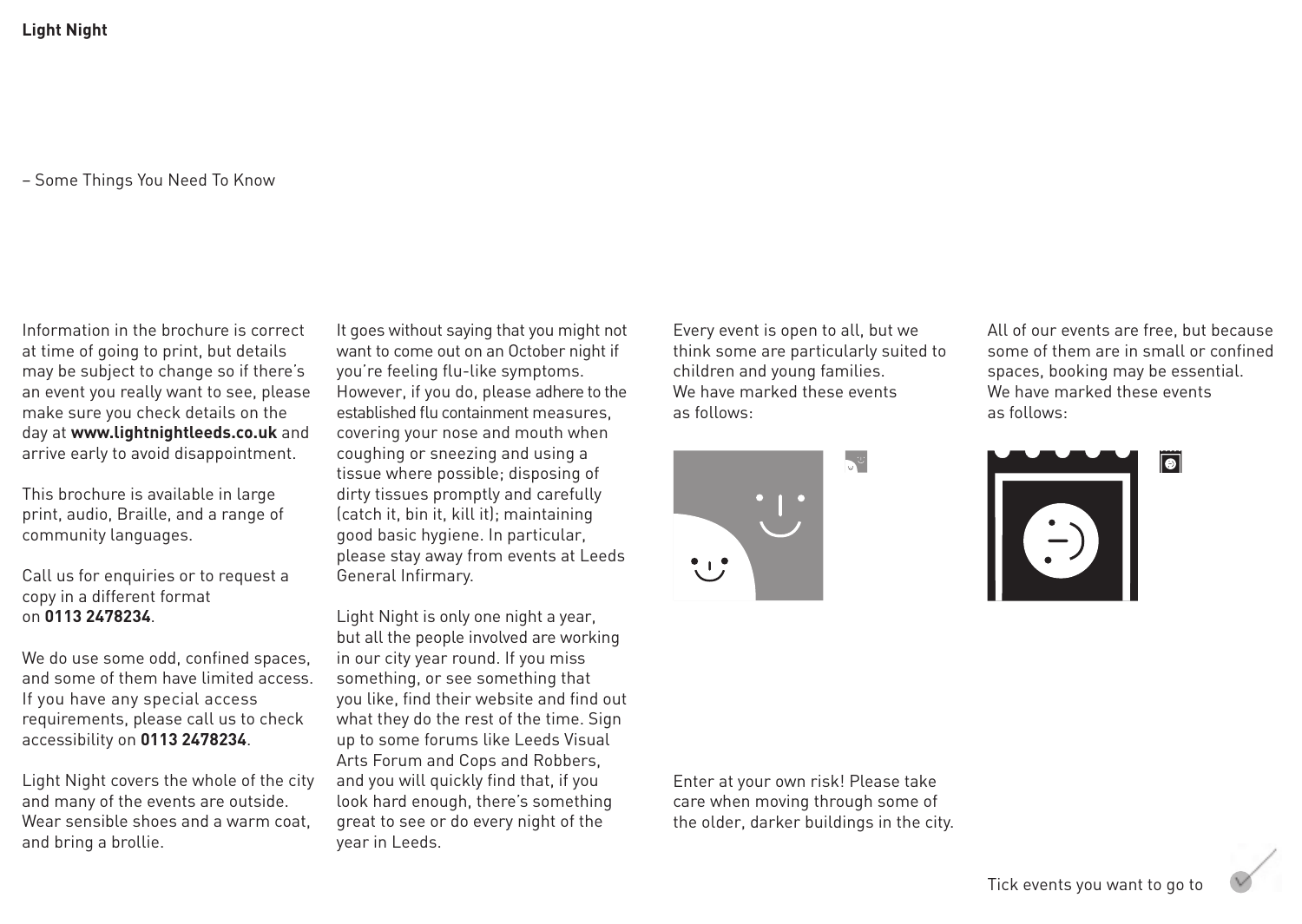**Light Night**

– Some Things You Need To Know

Information in the brochure is correct at time of going to print, but details may be subject to change so if there's an event you really want to see, please make sure you check details on the day at **www.lightnightleeds.co.uk** and arrive early to avoid disappointment.

This brochure is available in large print, audio, Braille, and a range of community languages.

Call us for enquiries or to request a copy in a different format on **0113 2478234**.

We do use some odd, confined spaces, and some of them have limited access. If you have any special access requirements, please call us to check accessibility on **0113 2478234**.

Light Night covers the whole of the city and many of the events are outside. Wear sensible shoes and a warm coat, and bring a brollie.

It goes without saying that you might not want to come out on an October night if you're feeling flu-like symptoms. However, if you do, please adhere to the established flu containment measures, covering your nose and mouth when coughing or sneezing and using a tissue where possible; disposing of dirty tissues promptly and carefully (catch it, bin it, kill it); maintaining good basic hygiene. In particular, please stay away from events at Leeds General Infirmary.

Light Night is only one night a year, but all the people involved are working in our city year round. If you miss something, or see something that you like, find their website and find out what they do the rest of the time. Sign up to some forums like Leeds Visual Arts Forum and Cops and Robbers, and you will quickly find that, if you look hard enough, there's something great to see or do every night of the year in Leeds.

Every event is open to all, but we think some are particularly suited to children and young families. We have marked these events as follows:

Enter at your own risk! Please take care when moving through some of the older, darker buildings in the city.

All of our events are free, but because some of them are in small or confined spaces, booking may be essential. We have marked these events as follows:

Tick events you want to go to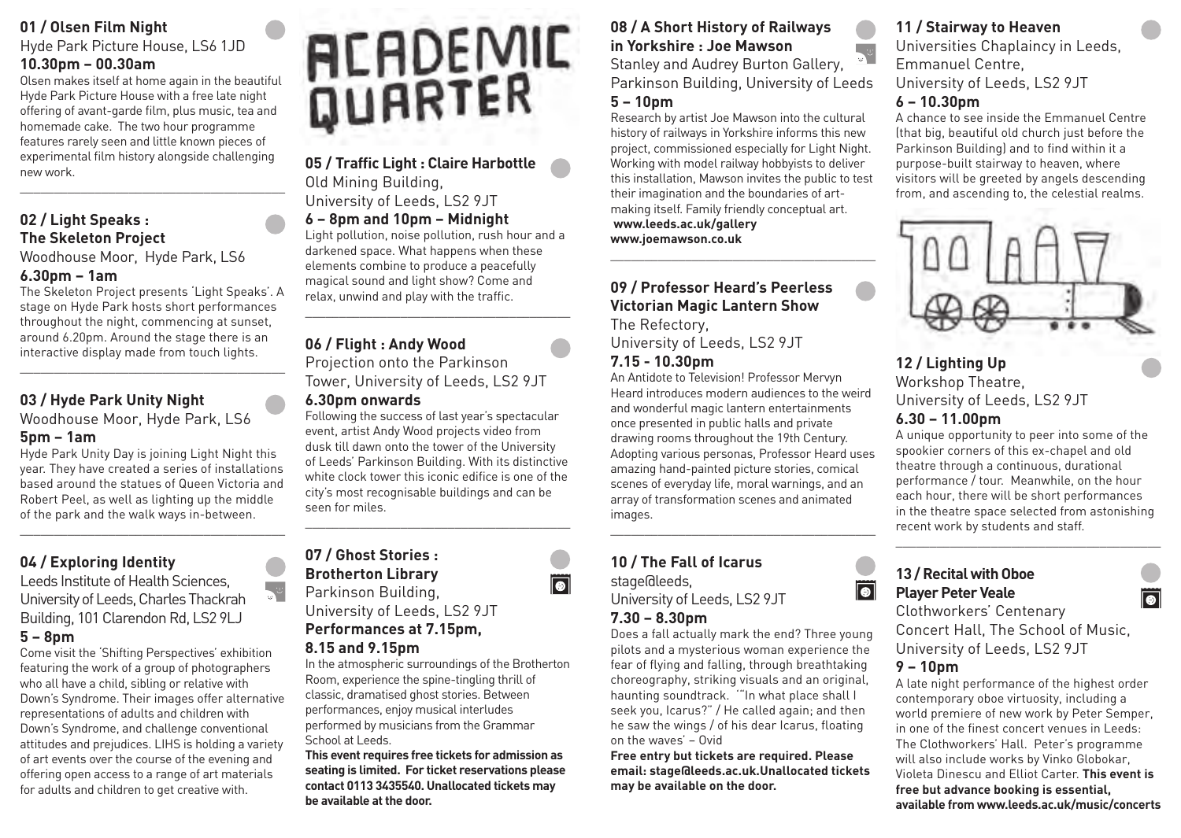# ACADEMIC QUARTER

## 01 / Olsen Film Night

Hyde Park Picture House, LS6 1JD

**10.30pm – 00.30am**

Olsen makes itself at home again in the beautiful Hyde Park Picture House with a free late night offering of avant-garde film, plus music, tea and homemade cake. The two hour programme features rarely seen and little known pieces of experimental film history alongside challenging new work.

## 02 / Light Speaks : The Skeleton Project

Woodhouse Moor, Hyde Park, LS6

**6.30pm – 1am**

The Skeleton Project presents 'Light Speaks'. A stage on Hyde Park hosts short performances throughout the night, commencing at sunset, around 6.20pm. Around the stage there is an interactive display made from touch lights.

## 03 / Hyde Park Unity Night

Woodhouse Moor, Hyde Park, LS6

**5pm – 1am**

Hyde Park Unity Day is joining Light Night this year. They have created a series of installations based around the statues of Queen Victoria and Robert Peel, as well as lighting up the middle of the park and the walk ways in-between.

## 04 / Exploring Identity

Leeds Institute of Health Sciences, University of Leeds, Charles Thackrah Building, 101 Clarendon Rd, LS2 9LJ

**5 – 8pm**

Come visit the 'Shifting Perspectives' exhibition featuring the work of a group of photographers who all have a child, sibling or relative with Down's Syndrome. Their images offer alternative representations of adults and children with Down's Syndrome, and challenge conventional attitudes and prejudices. LIHS is holding a variety of art events over the course of the evening and offering open access to a range of art materials for adults and children to get creative with.

## 05 / Traffic Light : Claire Harbottle

Old Mining Building, University of Leeds, LS2 9JT

**6 – 8pm and 10pm – Midnight**

Light pollution, noise pollution, rush hour and a darkened space. What happens when these elements combine to produce a peacefully magical sound and light show? Come and relax, unwind and play with the traffic.

## 06 / Flight : Andy Wood

Projection onto the Parkinson Tower, University of Leeds, LS2 9JT

**6.30pm onwards**

Following the success of last year's spectacular event, artist Andy Wood projects video from dusk till dawn onto the tower of the University of Leeds' Parkinson Building. With its distinctive white clock tower this iconic edifice is one of the city's most recognisable buildings and can be seen for miles.

## 07 / Ghost Stories : Brotherton Library

Parkinson Building, University of Leeds, LS2 9JT

**Performances at 7.15pm, 8.15 and 9.15pm**

In the atmospheric surroundings of the Brotherton Room, experience the spine-tingling thrill of classic, dramatised ghost stories. Between performances, enjoy musical interludes performed by musicians from the Grammar School at Leeds.

**This event requires free tickets for admission as seating is limited. For ticket reservations please contact 0113 3435540. Unallocated tickets may be available at the door.**

## 08 / A Short History of Railways in Yorkshire : Joe Mawson

Stanley and Audrey Burton Gallery, Parkinson Building, University of Leeds

**5 – 10pm**

Research by artist Joe Mawson into the cultural history of railways in Yorkshire informs this new project, commissioned especially for Light Night. Working with model railway hobbyists to deliver this installation, Mawson invites the public to test their imagination and the boundaries of art-making itself. Family friendly conceptual art.

**www.leeds.ac.uk/gallery**
**www.joemawson.co.uk**

## 09 / Professor Heard's Peerless Victorian Magic Lantern Show

The Refectory, University of Leeds, LS2 9JT

**7.15 - 10.30pm**

An Antidote to Television! Professor Mervyn Heard introduces modern audiences to the weird and wonderful magic lantern entertainments once presented in public halls and private drawing rooms throughout the 19th Century. Adopting various personas, Professor Heard uses amazing hand-painted picture stories, comical scenes of everyday life, moral warnings, and an array of transformation scenes and animated images.

## 10 / The Fall of Icarus

stage@leeds, University of Leeds, LS2 9JT

**7.30 – 8.30pm**

Does a fall actually mark the end? Three young pilots and a mysterious woman experience the fear of flying and falling, through breathtaking choreography, striking visuals and an original, haunting soundtrack. '"In what place shall I seek you, Icarus?" / He called again; and then he saw the wings / of his dear Icarus, floating on the waves' – Ovid

**Free entry but tickets are required. Please email: stage@leeds.ac.uk.Unallocated tickets may be available on the door.**

## 11 / Stairway to Heaven

Universities Chaplaincy in Leeds, Emmanuel Centre, University of Leeds, LS2 9JT

**6 – 10.30pm**

A chance to see inside the Emmanuel Centre (that big, beautiful old church just before the Parkinson Building) and to find within it a purpose-built stairway to heaven, where visitors will be greeted by angels descending from, and ascending to, the celestial realms.

## 12 / Lighting Up

Workshop Theatre, University of Leeds, LS2 9JT

**6.30 – 11.00pm**

A unique opportunity to peer into some of the spookier corners of this ex-chapel and old theatre through a continuous, durational performance / tour. Meanwhile, on the hour each hour, there will be short performances in the theatre space selected from astonishing recent work by students and staff.

## 13 / Recital with Oboe Player Peter Veale

Clothworkers' Centenary Concert Hall, The School of Music, University of Leeds, LS2 9JT

**9 – 10pm**

A late night performance of the highest order contemporary oboe virtuosity, including a world premiere of new work by Peter Semper, in one of the finest concert venues in Leeds: The Clothworkers' Hall. Peter's programme will also include works by Vinko Globokar, Violeta Dinescu and Elliot Carter. **This event is free but advance booking is essential, available from www.leeds.ac.uk/music/concerts**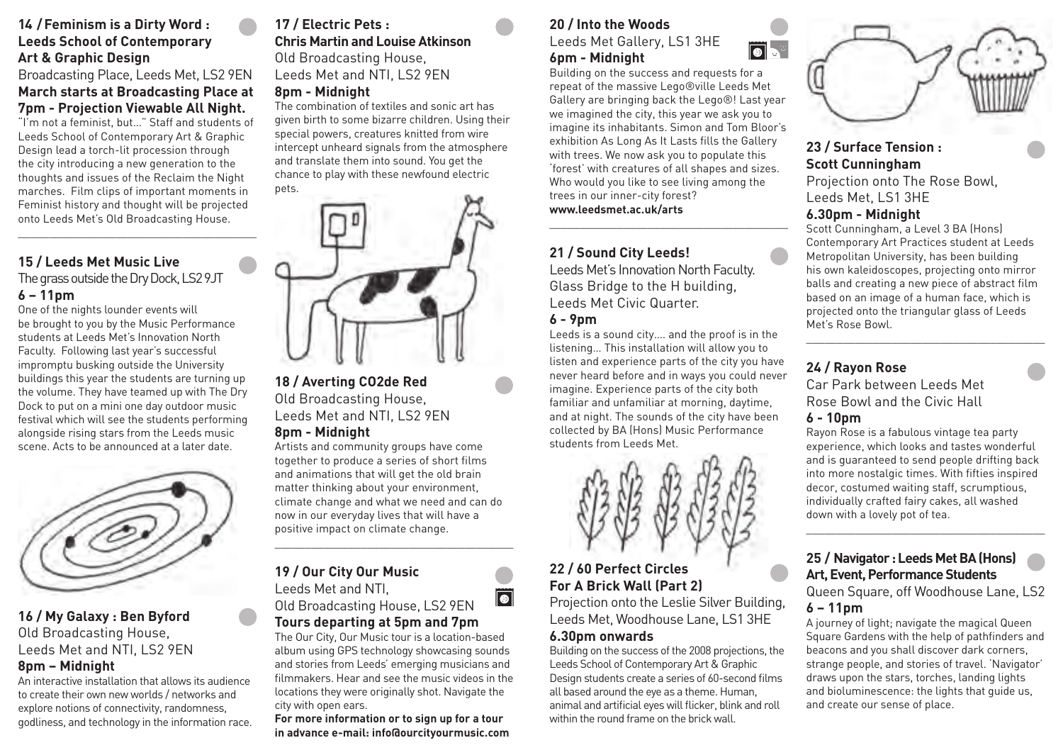## 14 / Feminism is a Dirty Word : Leeds School of Contemporary Art & Graphic Design

Broadcasting Place, Leeds Met, LS2 9EN

**March starts at Broadcasting Place at 7pm - Projection Viewable All Night.**

"I'm not a feminist, but..." Staff and students of Leeds School of Contemporary Art & Graphic Design lead a torch-lit procession through the city introducing a new generation to the thoughts and issues of the Reclaim the Night marches. Film clips of important moments in Feminist history and thought will be projected onto Leeds Met's Old Broadcasting House.

## 15 / Leeds Met Music Live

The grass outside the Dry Dock, LS2 9JT

**6 – 11pm**

One of the nights lounder events will be brought to you by the Music Performance students at Leeds Met's Innovation North Faculty. Following last year's successful impromptu busking outside the University buildings this year the students are turning up the volume. They have teamed up with The Dry Dock to put on a mini one day outdoor music festival which will see the students performing alongside rising stars from the Leeds music scene. Acts to be announced at a later date.

## 16 / My Galaxy : Ben Byford

Old Broadcasting House, Leeds Met and NTI, LS2 9EN

**8pm – Midnight**

An interactive installation that allows its audience to create their own new worlds / networks and explore notions of connectivity, randomness, godliness, and technology in the information race.

## 17 / Electric Pets : Chris Martin and Louise Atkinson

Old Broadcasting House, Leeds Met and NTI, LS2 9EN

**8pm - Midnight**

The combination of textiles and sonic art has given birth to some bizarre children. Using their special powers, creatures knitted from wire intercept unheard signals from the atmosphere and translate them into sound. You get the chance to play with these newfound electric pets.

## 18 / Averting CO2de Red

Old Broadcasting House, Leeds Met and NTI, LS2 9EN

**8pm - Midnight**

Artists and community groups have come together to produce a series of short films and animations that will get the old brain matter thinking about your environment, climate change and what we need and can do now in our everyday lives that will have a positive impact on climate change.

## 19 / Our City Our Music

Leeds Met and NTI, Old Broadcasting House, LS2 9EN

**Tours departing at 5pm and 7pm**

The Our City, Our Music tour is a location-based album using GPS technology showcasing sounds and stories from Leeds' emerging musicians and filmmakers. Hear and see the music videos in the locations they were originally shot. Navigate the city with open ears.

**For more information or to sign up for a tour in advance e-mail: info@ourcityyourmusic.com**

## 20 / Into the Woods

Leeds Met Gallery, LS1 3HE

**6pm - Midnight**

Building on the success and requests for a repeat of the massive Lego®ville Leeds Met Gallery are bringing back the Lego®! Last year we imagined the city, this year we ask you to imagine its inhabitants. Simon and Tom Bloor's exhibition As Long As It Lasts fills the Gallery with trees. We now ask you to populate this 'forest' with creatures of all shapes and sizes. Who would you like to see living among the trees in our inner-city forest?

**www.leedsmet.ac.uk/arts**

## 21 / Sound City Leeds!

Leeds Met's Innovation North Faculty. Glass Bridge to the H building, Leeds Met Civic Quarter.

**6 - 9pm**

Leeds is a sound city.... and the proof is in the listening... This installation will allow you to listen and experience parts of the city you have never heard before and in ways you could never imagine. Experience parts of the city both familiar and unfamiliar at morning, daytime, and at night. The sounds of the city have been collected by BA (Hons) Music Performance students from Leeds Met.

## 22 / 60 Perfect Circles For A Brick Wall (Part 2)

Projection onto the Leslie Silver Building, Leeds Met, Woodhouse Lane, LS1 3HE

**6.30pm onwards**

Building on the success of the 2008 projections, the Leeds School of Contemporary Art & Graphic Design students create a series of 60-second films all based around the eye as a theme. Human, animal and artificial eyes will flicker, blink and roll within the round frame on the brick wall.

## 23 / Surface Tension : Scott Cunningham

Projection onto The Rose Bowl, Leeds Met, LS1 3HE

**6.30pm - Midnight**

Scott Cunningham, a Level 3 BA (Hons) Contemporary Art Practices student at Leeds Metropolitan University, has been building his own kaleidoscopes, projecting onto mirror balls and creating a new piece of abstract film based on an image of a human face, which is projected onto the triangular glass of Leeds Met's Rose Bowl.

## 24 / Rayon Rose

Car Park between Leeds Met Rose Bowl and the Civic Hall

**6 - 10pm**

Rayon Rose is a fabulous vintage tea party experience, which looks and tastes wonderful and is guaranteed to send people drifting back into more nostalgic times. With fifties inspired decor, costumed waiting staff, scrumptious, individually crafted fairy cakes, all washed down with a lovely pot of tea.

## 25 / Navigator : Leeds Met BA (Hons) Art, Event, Performance Students

Queen Square, off Woodhouse Lane, LS2

**6 – 11pm**

A journey of light; navigate the magical Queen Square Gardens with the help of pathfinders and beacons and you shall discover dark corners, strange people, and stories of travel. 'Navigator' draws upon the stars, torches, landing lights and bioluminescence: the lights that guide us, and create our sense of place.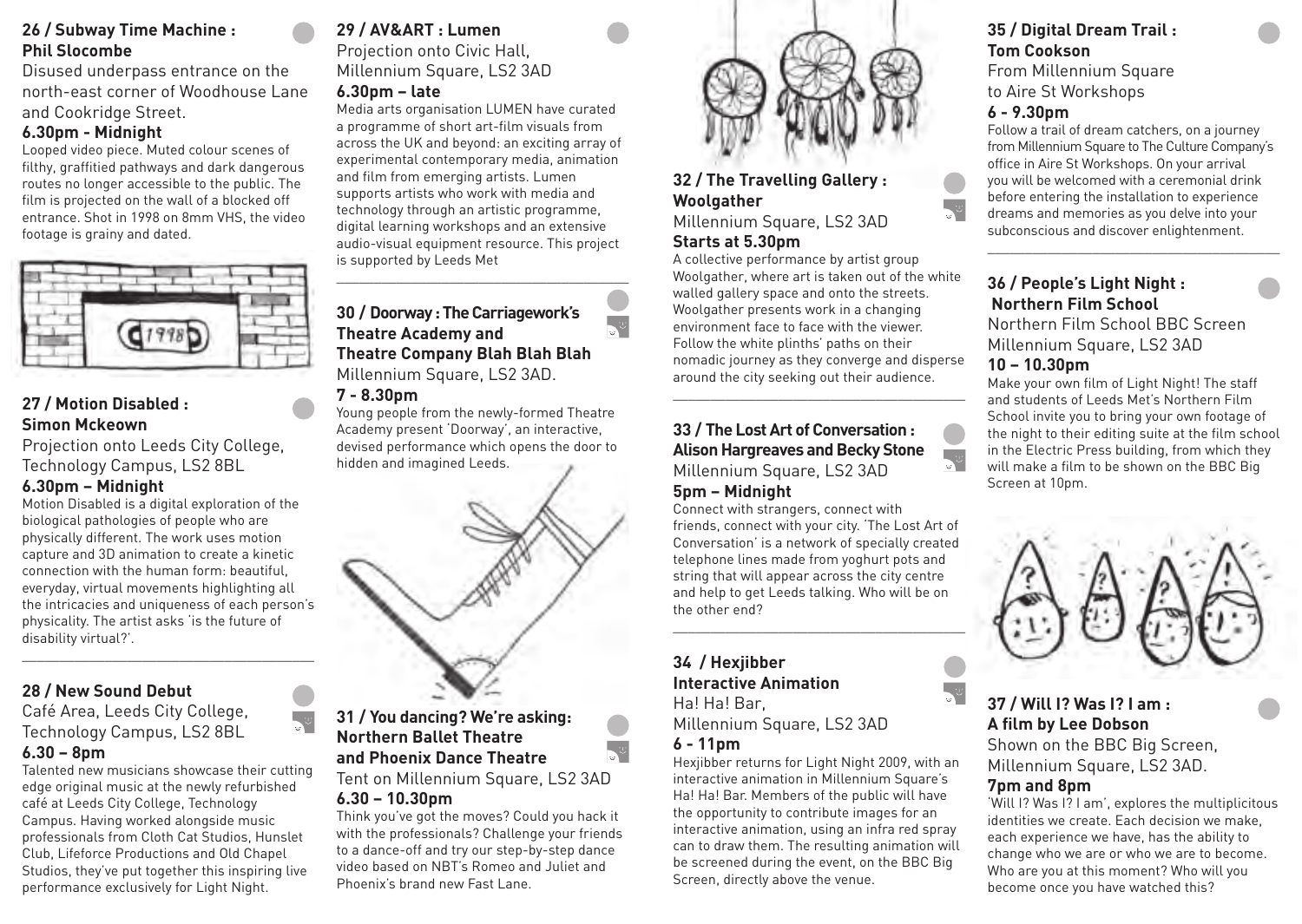### 26 / Subway Time Machine : Phil Slocombe

Disused underpass entrance on the north-east corner of Woodhouse Lane and Cookridge Street.

**6.30pm - Midnight**

Looped video piece. Muted colour scenes of filthy, graffitied pathways and dark dangerous routes no longer accessible to the public. The film is projected on the wall of a blocked off entrance. Shot in 1998 on 8mm VHS, the video footage is grainy and dated.

### 27 / Motion Disabled : Simon Mckeown

Projection onto Leeds City College, Technology Campus, LS2 8BL

**6.30pm – Midnight**

Motion Disabled is a digital exploration of the biological pathologies of people who are physically different. The work uses motion capture and 3D animation to create a kinetic connection with the human form: beautiful, everyday, virtual movements highlighting all the intricacies and uniqueness of each person's physicality. The artist asks 'is the future of disability virtual?'.

### 28 / New Sound Debut

Café Area, Leeds City College, Technology Campus, LS2 8BL

**6.30 – 8pm**

Talented new musicians showcase their cutting edge original music at the newly refurbished café at Leeds City College, Technology Campus. Having worked alongside music professionals from Cloth Cat Studios, Hunslet Club, Lifeforce Productions and Old Chapel Studios, they've put together this inspiring live performance exclusively for Light Night.

### 29 / AV&ART : Lumen

Projection onto Civic Hall, Millennium Square, LS2 3AD

**6.30pm – late**

Media arts organisation LUMEN have curated a programme of short art-film visuals from across the UK and beyond: an exciting array of experimental contemporary media, animation and film from emerging artists. Lumen supports artists who work with media and technology through an artistic programme, digital learning workshops and an extensive audio-visual equipment resource. This project is supported by Leeds Met

### 30 / Doorway : The Carriagework's Theatre Academy and Theatre Company Blah Blah Blah

Millennium Square, LS2 3AD.

**7 - 8.30pm**

Young people from the newly-formed Theatre Academy present 'Doorway', an interactive, devised performance which opens the door to hidden and imagined Leeds.

### 31 / You dancing? We're asking: Northern Ballet Theatre and Phoenix Dance Theatre

Tent on Millennium Square, LS2 3AD

**6.30 – 10.30pm**

Think you've got the moves? Could you hack it with the professionals? Challenge your friends to a dance-off and try our step-by-step dance video based on NBT's Romeo and Juliet and Phoenix's brand new Fast Lane.

### 32 / The Travelling Gallery : Woolgather

Millennium Square, LS2 3AD

**Starts at 5.30pm**

A collective performance by artist group Woolgather, where art is taken out of the white walled gallery space and onto the streets. Woolgather presents work in a changing environment face to face with the viewer. Follow the white plinths' paths on their nomadic journey as they converge and disperse around the city seeking out their audience.

### 33 / The Lost Art of Conversation : Alison Hargreaves and Becky Stone

Millennium Square, LS2 3AD

**5pm – Midnight**

Connect with strangers, connect with friends, connect with your city. 'The Lost Art of Conversation' is a network of specially created telephone lines made from yoghurt pots and string that will appear across the city centre and help to get Leeds talking. Who will be on the other end?

### 34 / Hexjibber Interactive Animation

Ha! Ha! Bar, Millennium Square, LS2 3AD

**6 - 11pm**

Hexjibber returns for Light Night 2009, with an interactive animation in Millennium Square's Ha! Ha! Bar. Members of the public will have the opportunity to contribute images for an interactive animation, using an infra red spray can to draw them. The resulting animation will be screened during the event, on the BBC Big Screen, directly above the venue.

### 35 / Digital Dream Trail : Tom Cookson

From Millennium Square to Aire St Workshops

**6 - 9.30pm**

Follow a trail of dream catchers, on a journey from Millennium Square to The Culture Company's office in Aire St Workshops. On your arrival you will be welcomed with a ceremonial drink before entering the installation to experience dreams and memories as you delve into your subconscious and discover enlightenment.

### 36 / People's Light Night : Northern Film School

Northern Film School BBC Screen Millennium Square, LS2 3AD

**10 – 10.30pm**

Make your own film of Light Night! The staff and students of Leeds Met's Northern Film School invite you to bring your own footage of the night to their editing suite at the film school in the Electric Press building, from which they will make a film to be shown on the BBC Big Screen at 10pm.

### 37 / Will I? Was I? I am : A film by Lee Dobson

Shown on the BBC Big Screen, Millennium Square, LS2 3AD.

**7pm and 8pm**

'Will I? Was I? I am', explores the multiplicitous identities we create. Each decision we make, each experience we have, has the ability to change who we are or who we are to become. Who are you at this moment? Who will you become once you have watched this?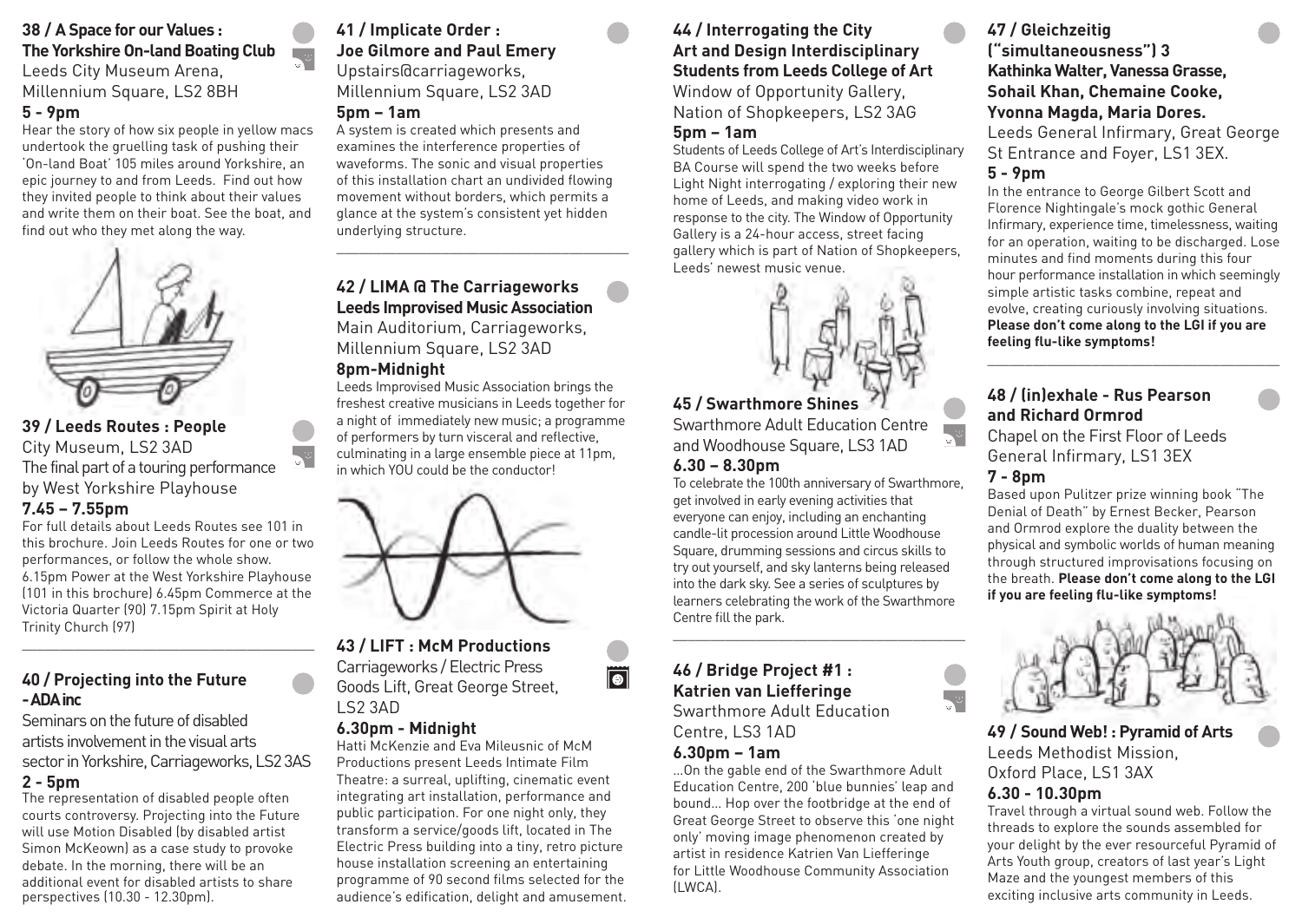### 38 / A Space for our Values : The Yorkshire On-land Boating Club

Leeds City Museum Arena, Millennium Square, LS2 8BH

**5 - 9pm**

Hear the story of how six people in yellow macs undertook the gruelling task of pushing their 'On-land Boat' 105 miles around Yorkshire, an epic journey to and from Leeds. Find out how they invited people to think about their values and write them on their boat. See the boat, and find out who they met along the way.

### 39 / Leeds Routes : People

City Museum, LS2 3AD

The final part of a touring performance by West Yorkshire Playhouse

**7.45 – 7.55pm**

For full details about Leeds Routes see 101 in this brochure. Join Leeds Routes for one or two performances, or follow the whole show. 6.15pm Power at the West Yorkshire Playhouse (101 in this brochure) 6.45pm Commerce at the Victoria Quarter (90) 7.15pm Spirit at Holy Trinity Church (97)

### 40 / Projecting into the Future - ADA inc

Seminars on the future of disabled artists involvement in the visual arts sector in Yorkshire, Carriageworks, LS2 3AS

**2 - 5pm**

The representation of disabled people often courts controversy. Projecting into the Future will use Motion Disabled (by disabled artist Simon McKeown) as a case study to provoke debate. In the morning, there will be an additional event for disabled artists to share perspectives (10.30 - 12.30pm).

### 41 / Implicate Order : Joe Gilmore and Paul Emery

Upstairs@carriageworks, Millennium Square, LS2 3AD

**5pm – 1am**

A system is created which presents and examines the interference properties of waveforms. The sonic and visual properties of this installation chart an undivided flowing movement without borders, which permits a glance at the system's consistent yet hidden underlying structure.

### 42 / LIMA @ The Carriageworks Leeds Improvised Music Association

Main Auditorium, Carriageworks, Millennium Square, LS2 3AD

**8pm-Midnight**

Leeds Improvised Music Association brings the freshest creative musicians in Leeds together for a night of immediately new music; a programme of performers by turn visceral and reflective, culminating in a large ensemble piece at 11pm, in which YOU could be the conductor!

### 43 / LIFT : McM Productions

Carriageworks / Electric Press Goods Lift, Great George Street, LS2 3AD

**6.30pm - Midnight**

Hatti McKenzie and Eva Mileusnic of McM Productions present Leeds Intimate Film Theatre: a surreal, uplifting, cinematic event integrating art installation, performance and public participation. For one night only, they transform a service/goods lift, located in The Electric Press building into a tiny, retro picture house installation screening an entertaining programme of 90 second films selected for the audience's edification, delight and amusement.

### 44 / Interrogating the City Art and Design Interdisciplinary Students from Leeds College of Art

Window of Opportunity Gallery, Nation of Shopkeepers, LS2 3AG

**5pm – 1am**

Students of Leeds College of Art's Interdisciplinary BA Course will spend the two weeks before Light Night interrogating / exploring their new home of Leeds, and making video work in response to the city. The Window of Opportunity Gallery is a 24-hour access, street facing gallery which is part of Nation of Shopkeepers, Leeds' newest music venue.

### 45 / Swarthmore Shines

Swarthmore Adult Education Centre and Woodhouse Square, LS3 1AD

**6.30 – 8.30pm**

To celebrate the 100th anniversary of Swarthmore, get involved in early evening activities that everyone can enjoy, including an enchanting candle-lit procession around Little Woodhouse Square, drumming sessions and circus skills to try out yourself, and sky lanterns being released into the dark sky. See a series of sculptures by learners celebrating the work of the Swarthmore Centre fill the park.

### 46 / Bridge Project #1 : Katrien van Liefferinge

Swarthmore Adult Education Centre, LS3 1AD

**6.30pm – 1am**

...On the gable end of the Swarthmore Adult Education Centre, 200 'blue bunnies' leap and bound... Hop over the footbridge at the end of Great George Street to observe this 'one night only' moving image phenomenon created by artist in residence Katrien Van Liefferinge for Little Woodhouse Community Association (LWCA).

### 47 / Gleichzeitig ("simultaneousness") 3 Kathinka Walter, Vanessa Grasse, Sohail Khan, Chemaine Cooke, Yvonna Magda, Maria Dores.

Leeds General Infirmary, Great George St Entrance and Foyer, LS1 3EX.

**5 - 9pm**

In the entrance to George Gilbert Scott and Florence Nightingale's mock gothic General Infirmary, experience time, timelessness, waiting for an operation, waiting to be discharged. Lose minutes and find moments during this four hour performance installation in which seemingly simple artistic tasks combine, repeat and evolve, creating curiously involving situations. **Please don't come along to the LGI if you are feeling flu-like symptoms!**

### 48 / (in)exhale - Rus Pearson and Richard Ormrod

Chapel on the First Floor of Leeds General Infirmary, LS1 3EX

**7 - 8pm**

Based upon Pulitzer prize winning book "The Denial of Death" by Ernest Becker, Pearson and Ormrod explore the duality between the physical and symbolic worlds of human meaning through structured improvisations focusing on the breath. **Please don't come along to the LGI if you are feeling flu-like symptoms!**

### 49 / Sound Web! : Pyramid of Arts

Leeds Methodist Mission, Oxford Place, LS1 3AX

**6.30 - 10.30pm**

Travel through a virtual sound web. Follow the threads to explore the sounds assembled for your delight by the ever resourceful Pyramid of Arts Youth group, creators of last year's Light Maze and the youngest members of this exciting inclusive arts community in Leeds.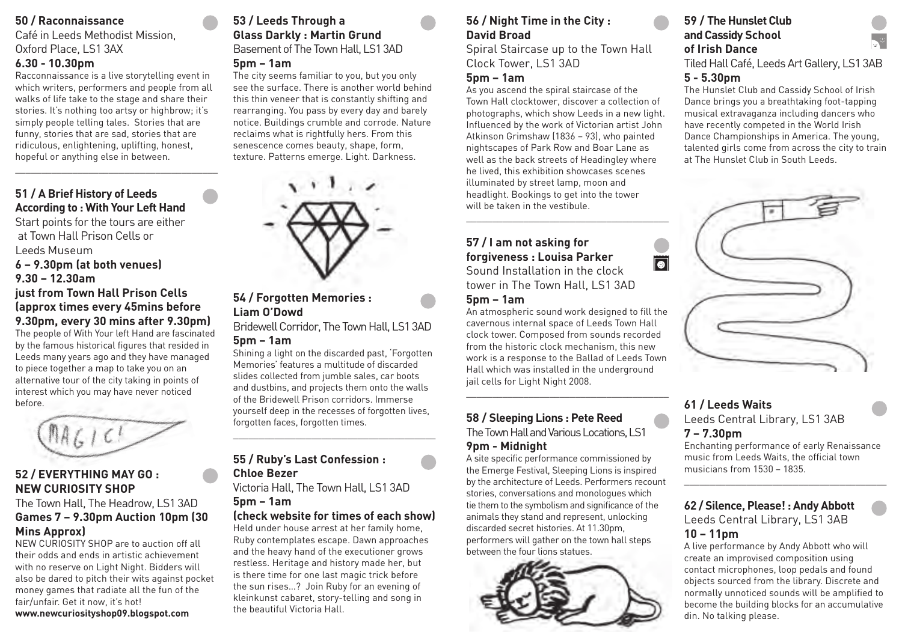## 50 / Raconnaissance

Café in Leeds Methodist Mission, Oxford Place, LS1 3AX

**6.30 - 10.30pm**

Racconnaissance is a live storytelling event in which writers, performers and people from all walks of life take to the stage and share their stories. It's nothing too artsy or highbrow; it's simply people telling tales. Stories that are funny, stories that are sad, stories that are ridiculous, enlightening, uplifting, honest, hopeful or anything else in between.

## 51 / A Brief History of Leeds According to : With Your Left Hand

Start points for the tours are either at Town Hall Prison Cells or Leeds Museum

**6 – 9.30pm (at both venues)**
**9.30 – 12.30am**
**just from Town Hall Prison Cells (approx times every 45mins before 9.30pm, every 30 mins after 9.30pm)**

The people of With Your left Hand are fascinated by the famous historical figures that resided in Leeds many years ago and they have managed to piece together a map to take you on an alternative tour of the city taking in points of interest which you may have never noticed before.

## 52 / EVERYTHING MAY GO : NEW CURIOSITY SHOP

The Town Hall, The Headrow, LS1 3AD

**Games 7 – 9.30pm Auction 10pm (30 Mins Approx)**

NEW CURIOSITY SHOP are to auction off all their odds and ends in artistic achievement with no reserve on Light Night. Bidders will also be dared to pitch their wits against pocket money games that radiate all the fun of the fair/unfair. Get it now, it's hot!

**www.newcuriosityshop09.blogspot.com**

## 53 / Leeds Through a Glass Darkly : Martin Grund

Basement of The Town Hall, LS1 3AD

**5pm – 1am**

The city seems familiar to you, but you only see the surface. There is another world behind this thin veneer that is constantly shifting and rearranging. You pass by every day and barely notice. Buildings crumble and corrode. Nature reclaims what is rightfully hers. From this senescence comes beauty, shape, form, texture. Patterns emerge. Light. Darkness.

## 54 / Forgotten Memories : Liam O'Dowd

Bridewell Corridor, The Town Hall, LS1 3AD

**5pm – 1am**

Shining a light on the discarded past, 'Forgotten Memories' features a multitude of discarded slides collected from jumble sales, car boots and dustbins, and projects them onto the walls of the Bridewell Prison corridors. Immerse yourself deep in the recesses of forgotten lives, forgotten faces, forgotten times.

## 55 / Ruby's Last Confession : Chloe Bezer

Victoria Hall, The Town Hall, LS1 3AD

**5pm – 1am**
**(check website for times of each show)**

Held under house arrest at her family home, Ruby contemplates escape. Dawn approaches and the heavy hand of the executioner grows restless. Heritage and history made her, but is there time for one last magic trick before the sun rises...? Join Ruby for an evening of kleinkunst cabaret, story-telling and song in the beautiful Victoria Hall.

## 56 / Night Time in the City : David Broad

Spiral Staircase up to the Town Hall Clock Tower, LS1 3AD

**5pm – 1am**

As you ascend the spiral staircase of the Town Hall clocktower, discover a collection of photographs, which show Leeds in a new light. Influenced by the work of Victorian artist John Atkinson Grimshaw (1836 – 93), who painted nightscapes of Park Row and Boar Lane as well as the back streets of Headingley where he lived, this exhibition showcases scenes illuminated by street lamp, moon and headlight. Bookings to get into the tower will be taken in the vestibule.

## 57 / I am not asking for forgiveness : Louisa Parker

Sound Installation in the clock tower in The Town Hall, LS1 3AD

**5pm – 1am**

An atmospheric sound work designed to fill the cavernous internal space of Leeds Town Hall clock tower. Composed from sounds recorded from the historic clock mechanism, this new work is a response to the Ballad of Leeds Town Hall which was installed in the underground jail cells for Light Night 2008.

## 58 / Sleeping Lions : Pete Reed

The Town Hall and Various Locations, LS1

**9pm - Midnight**

A site specific performance commissioned by the Emerge Festival, Sleeping Lions is inspired by the architecture of Leeds. Performers recount stories, conversations and monologues which tie them to the symbolism and significance of the animals they stand and represent, unlocking discarded secret histories. At 11.30pm, performers will gather on the town hall steps between the four lions statues.

## 59 / The Hunslet Club and Cassidy School of Irish Dance

Tiled Hall Café, Leeds Art Gallery, LS1 3AB

**5 - 5.30pm**

The Hunslet Club and Cassidy School of Irish Dance brings you a breathtaking foot-tapping musical extravaganza including dancers who have recently competed in the World Irish Dance Championships in America. The young, talented girls come from across the city to train at The Hunslet Club in South Leeds.

## 61 / Leeds Waits

Leeds Central Library, LS1 3AB

**7 – 7.30pm**

Enchanting performance of early Renaissance music from Leeds Waits, the official town musicians from 1530 – 1835.

## 62 / Silence, Please! : Andy Abbott

Leeds Central Library, LS1 3AB

**10 – 11pm**

A live performance by Andy Abbott who will create an improvised composition using contact microphones, loop pedals and found objects sourced from the library. Discrete and normally unnoticed sounds will be amplified to become the building blocks for an accumulative din. No talking please.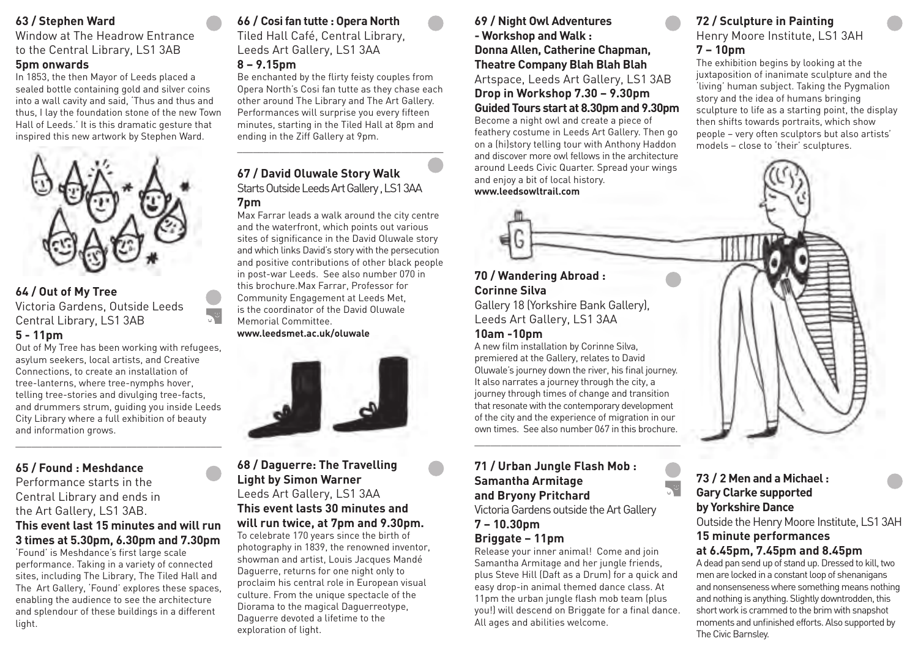## 63 / Stephen Ward

Window at The Headrow Entrance to the Central Library, LS1 3AB

**5pm onwards**

In 1853, the then Mayor of Leeds placed a sealed bottle containing gold and silver coins into a wall cavity and said, 'Thus and thus and thus, I lay the foundation stone of the new Town Hall of Leeds.' It is this dramatic gesture that inspired this new artwork by Stephen Ward.

## 64 / Out of My Tree

Victoria Gardens, Outside Leeds Central Library, LS1 3AB

**5 - 11pm**

Out of My Tree has been working with refugees, asylum seekers, local artists, and Creative Connections, to create an installation of tree-lanterns, where tree-nymphs hover, telling tree-stories and divulging tree-facts, and drummers strum, guiding you inside Leeds City Library where a full exhibition of beauty and information grows.

## 65 / Found : Meshdance

Performance starts in the Central Library and ends in the Art Gallery, LS1 3AB.

**This event last 15 minutes and will run 3 times at 5.30pm, 6.30pm and 7.30pm**

'Found' is Meshdance's first large scale performance. Taking in a variety of connected sites, including The Library, The Tiled Hall and The Art Gallery, 'Found' explores these spaces, enabling the audience to see the architecture and splendour of these buildings in a different light.

## 66 / Cosi fan tutte : Opera North

Tiled Hall Café, Central Library, Leeds Art Gallery, LS1 3AA

**8 – 9.15pm**

Be enchanted by the flirty feisty couples from Opera North's Cosi fan tutte as they chase each other around The Library and The Art Gallery. Performances will surprise you every fifteen minutes, starting in the Tiled Hall at 8pm and ending in the Ziff Gallery at 9pm.

## 67 / David Oluwale Story Walk

Starts Outside Leeds Art Gallery , LS1 3AA

**7pm**

Max Farrar leads a walk around the city centre and the waterfront, which points out various sites of significance in the David Oluwale story and which links David's story with the persecution and positive contributions of other black people in post-war Leeds. See also number 070 in this brochure.Max Farrar, Professor for Community Engagement at Leeds Met, is the coordinator of the David Oluwale Memorial Committee.

**www.leedsmet.ac.uk/oluwale**

## 68 / Daguerre: The Travelling Light by Simon Warner

Leeds Art Gallery, LS1 3AA

**This event lasts 30 minutes and will run twice, at 7pm and 9.30pm.**

To celebrate 170 years since the birth of photography in 1839, the renowned inventor, showman and artist, Louis Jacques Mandé Daguerre, returns for one night only to proclaim his central role in European visual culture. From the unique spectacle of the Diorama to the magical Daguerreotype, Daguerre devoted a lifetime to the exploration of light.

## 69 / Night Owl Adventures - Workshop and Walk : Donna Allen, Catherine Chapman, Theatre Company Blah Blah Blah

Artspace, Leeds Art Gallery, LS1 3AB

**Drop in Workshop 7.30 – 9.30pm**

**Guided Tours start at 8.30pm and 9.30pm**

Become a night owl and create a piece of feathery costume in Leeds Art Gallery. Then go on a (hi)story telling tour with Anthony Haddon and discover more owl fellows in the architecture around Leeds Civic Quarter. Spread your wings and enjoy a bit of local history.

**www.leedsowltrail.com**

## 70 / Wandering Abroad : Corinne Silva

Gallery 18 (Yorkshire Bank Gallery), Leeds Art Gallery, LS1 3AA

**10am -10pm**

A new film installation by Corinne Silva, premiered at the Gallery, relates to David Oluwale's journey down the river, his final journey. It also narrates a journey through the city, a journey through times of change and transition that resonate with the contemporary development of the city and the experience of migration in our own times. See also number 067 in this brochure.

## 71 / Urban Jungle Flash Mob : Samantha Armitage and Bryony Pritchard

Victoria Gardens outside the Art Gallery

**7 – 10.30pm**

**Briggate – 11pm**

Release your inner animal! Come and join Samantha Armitage and her jungle friends, plus Steve Hill (Daft as a Drum) for a quick and easy drop-in animal themed dance class. At 11pm the urban jungle flash mob team (plus you!) will descend on Briggate for a final dance. All ages and abilities welcome.

## 72 / Sculpture in Painting

Henry Moore Institute, LS1 3AH

**7 – 10pm**

The exhibition begins by looking at the juxtaposition of inanimate sculpture and the 'living' human subject. Taking the Pygmalion story and the idea of humans bringing sculpture to life as a starting point, the display then shifts towards portraits, which show people – very often sculptors but also artists' models – close to 'their' sculptures.

## 73 / 2 Men and a Michael : Gary Clarke supported by Yorkshire Dance

Outside the Henry Moore Institute, LS1 3AH

**15 minute performances at 6.45pm, 7.45pm and 8.45pm**

A dead pan send up of stand up. Dressed to kill, two men are locked in a constant loop of shenanigans and nonsenseness where something means nothing and nothing is anything. Slightly downtrodden, this short work is crammed to the brim with snapshot moments and unfinished efforts. Also supported by The Civic Barnsley.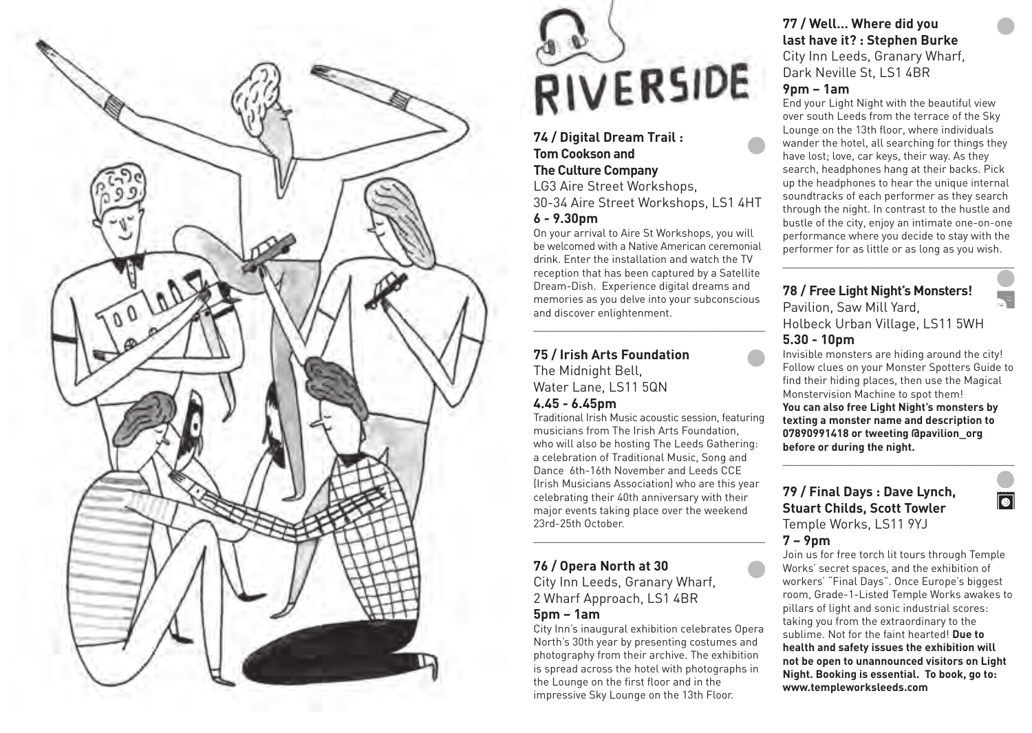# RIVERSIDE

### 74 / Digital Dream Trail : Tom Cookson and The Culture Company

LG3 Aire Street Workshops,
30-34 Aire Street Workshops, LS1 4HT
**6 - 9.30pm**

On your arrival to Aire St Workshops, you will be welcomed with a Native American ceremonial drink. Enter the installation and watch the TV reception that has been captured by a Satellite Dream-Dish. Experience digital dreams and memories as you delve into your subconscious and discover enlightenment.

### 75 / Irish Arts Foundation

The Midnight Bell,
Water Lane, LS11 5QN
**4.45 - 6.45pm**

Traditional Irish Music acoustic session, featuring musicians from The Irish Arts Foundation, who will also be hosting The Leeds Gathering: a celebration of Traditional Music, Song and Dance 6th-16th November and Leeds CCE (Irish Musicians Association) who are this year celebrating their 40th anniversary with their major events taking place over the weekend 23rd-25th October.

### 76 / Opera North at 30

City Inn Leeds, Granary Wharf,
2 Wharf Approach, LS1 4BR
**5pm – 1am**

City Inn's inaugural exhibition celebrates Opera North's 30th year by presenting costumes and photography from their archive. The exhibition is spread across the hotel with photographs in the Lounge on the first floor and in the impressive Sky Lounge on the 13th Floor.

### 77 / Well... Where did you last have it? : Stephen Burke

City Inn Leeds, Granary Wharf,
Dark Neville St, LS1 4BR
**9pm – 1am**

End your Light Night with the beautiful view over south Leeds from the terrace of the Sky Lounge on the 13th floor, where individuals wander the hotel, all searching for things they have lost; love, car keys, their way. As they search, headphones hang at their backs. Pick up the headphones to hear the unique internal soundtracks of each performer as they search through the night. In contrast to the hustle and bustle of the city, enjoy an intimate one-on-one performance where you decide to stay with the performer for as little or as long as you wish.

### 78 / Free Light Night's Monsters!

Pavilion, Saw Mill Yard,
Holbeck Urban Village, LS11 5WH
**5.30 - 10pm**

Invisible monsters are hiding around the city! Follow clues on your Monster Spotters Guide to find their hiding places, then use the Magical Monstervision Machine to spot them!
**You can also free Light Night's monsters by texting a monster name and description to 07890991418 or tweeting @pavilion_org before or during the night.**

### 79 / Final Days : Dave Lynch, Stuart Childs, Scott Towler

Temple Works, LS11 9YJ
**7 – 9pm**

Join us for free torch lit tours through Temple Works' secret spaces, and the exhibition of workers' "Final Days". Once Europe's biggest room, Grade-1-Listed Temple Works awakes to pillars of light and sonic industrial scores: taking you from the extraordinary to the sublime. Not for the faint hearted! **Due to health and safety issues the exhibition will not be open to unannounced visitors on Light Night. Booking is essential. To book, go to: www.templeworksleeds.com**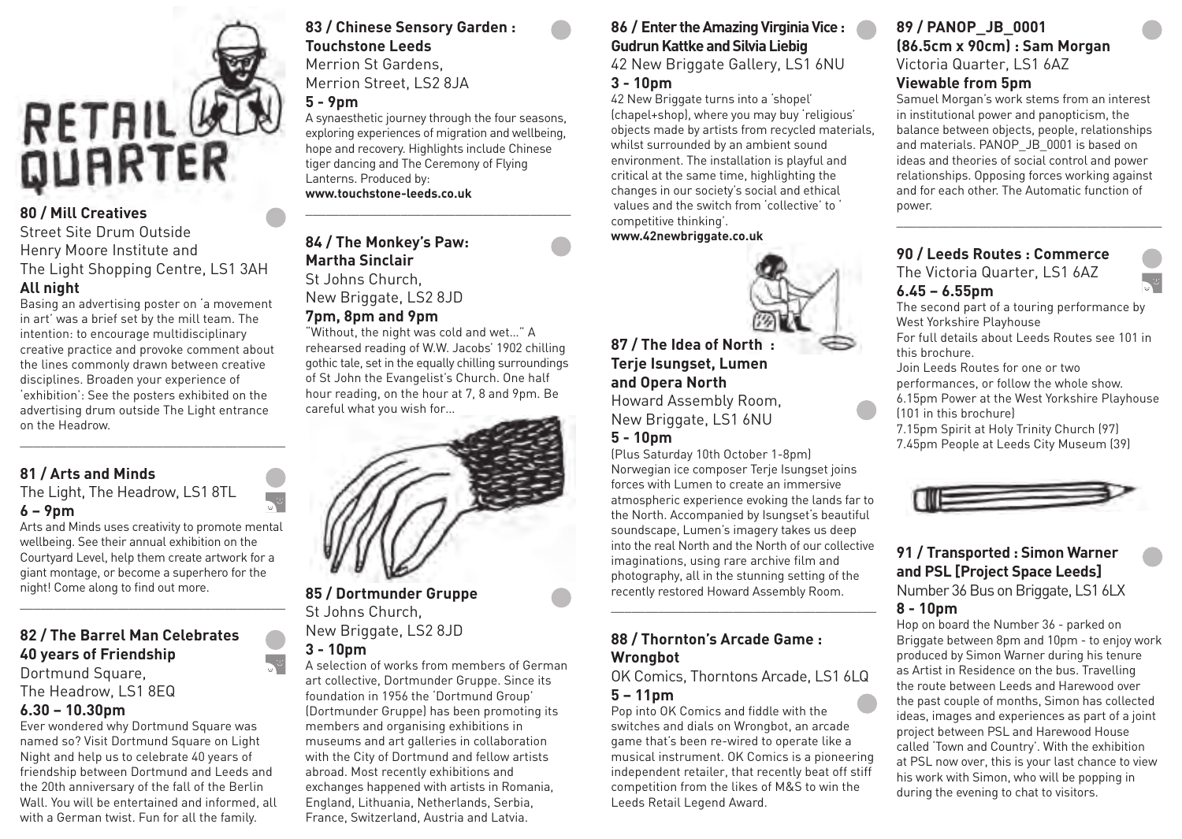# RETAIL QUARTER

## 80 / Mill Creatives

Street Site Drum Outside
Henry Moore Institute and
The Light Shopping Centre, LS1 3AH
**All night**

Basing an advertising poster on 'a movement in art' was a brief set by the mill team. The intention: to encourage multidisciplinary creative practice and provoke comment about the lines commonly drawn between creative disciplines. Broaden your experience of 'exhibition': See the posters exhibited on the advertising drum outside The Light entrance on the Headrow.

## 81 / Arts and Minds

The Light, The Headrow, LS1 8TL
**6 – 9pm**

Arts and Minds uses creativity to promote mental wellbeing. See their annual exhibition on the Courtyard Level, help them create artwork for a giant montage, or become a superhero for the night! Come along to find out more.

## 82 / The Barrel Man Celebrates 40 years of Friendship

Dortmund Square,
The Headrow, LS1 8EQ
**6.30 – 10.30pm**

Ever wondered why Dortmund Square was named so? Visit Dortmund Square on Light Night and help us to celebrate 40 years of friendship between Dortmund and Leeds and the 20th anniversary of the fall of the Berlin Wall. You will be entertained and informed, all with a German twist. Fun for all the family.

## 83 / Chinese Sensory Garden : Touchstone Leeds

Merrion St Gardens,
Merrion Street, LS2 8JA
**5 - 9pm**

A synaesthetic journey through the four seasons, exploring experiences of migration and wellbeing, hope and recovery. Highlights include Chinese tiger dancing and The Ceremony of Flying Lanterns. Produced by:
**www.touchstone-leeds.co.uk**

## 84 / The Monkey's Paw: Martha Sinclair

St Johns Church,
New Briggate, LS2 8JD
**7pm, 8pm and 9pm**

"Without, the night was cold and wet..." A rehearsed reading of W.W. Jacobs' 1902 chilling gothic tale, set in the equally chilling surroundings of St John the Evangelist's Church. One half hour reading, on the hour at 7, 8 and 9pm. Be careful what you wish for...

## 85 / Dortmunder Gruppe

St Johns Church,
New Briggate, LS2 8JD
**3 - 10pm**

A selection of works from members of German art collective, Dortmunder Gruppe. Since its foundation in 1956 the 'Dortmund Group' (Dortmunder Gruppe) has been promoting its members and organising exhibitions in museums and art galleries in collaboration with the City of Dortmund and fellow artists abroad. Most recently exhibitions and exchanges happened with artists in Romania, England, Lithuania, Netherlands, Serbia, France, Switzerland, Austria and Latvia.

## 86 / Enter the Amazing Virginia Vice : Gudrun Kattke and Silvia Liebig

42 New Briggate Gallery, LS1 6NU
**3 - 10pm**

42 New Briggate turns into a 'shopel' (chapel+shop), where you may buy 'religious' objects made by artists from recycled materials, whilst surrounded by an ambient sound environment. The installation is playful and critical at the same time, highlighting the changes in our society's social and ethical values and the switch from 'collective' to 'competitive thinking'.
**www.42newbriggate.co.uk**

## 87 / The Idea of North : Terje Isungset, Lumen and Opera North

Howard Assembly Room,
New Briggate, LS1 6NU
**5 - 10pm**

(Plus Saturday 10th October 1-8pm)
Norwegian ice composer Terje Isungset joins forces with Lumen to create an immersive atmospheric experience evoking the lands far to the North. Accompanied by Isungset's beautiful soundscape, Lumen's imagery takes us deep into the real North and the North of our collective imaginations, using rare archive film and photography, all in the stunning setting of the recently restored Howard Assembly Room.

## 88 / Thornton's Arcade Game : Wrongbot

OK Comics, Thorntons Arcade, LS1 6LQ
**5 – 11pm**

Pop into OK Comics and fiddle with the switches and dials on Wrongbot, an arcade game that's been re-wired to operate like a musical instrument. OK Comics is a pioneering independent retailer, that recently beat off stiff competition from the likes of M&S to win the Leeds Retail Legend Award.

## 89 / PANOP_JB_0001 (86.5cm x 90cm) : Sam Morgan

Victoria Quarter, LS1 6AZ
**Viewable from 5pm**

Samuel Morgan's work stems from an interest in institutional power and panopticism, the balance between objects, people, relationships and materials. PANOP_JB_0001 is based on ideas and theories of social control and power relationships. Opposing forces working against and for each other. The Automatic function of power.

## 90 / Leeds Routes : Commerce

The Victoria Quarter, LS1 6AZ
**6.45 – 6.55pm**

The second part of a touring performance by West Yorkshire Playhouse
For full details about Leeds Routes see 101 in this brochure.
Join Leeds Routes for one or two performances, or follow the whole show.
6.15pm Power at the West Yorkshire Playhouse (101 in this brochure)
7.15pm Spirit at Holy Trinity Church (97)
7.45pm People at Leeds City Museum (39)

## 91 / Transported : Simon Warner and PSL [Project Space Leeds]

Number 36 Bus on Briggate, LS1 6LX
**8 - 10pm**

Hop on board the Number 36 - parked on Briggate between 8pm and 10pm - to enjoy work produced by Simon Warner during his tenure as Artist in Residence on the bus. Travelling the route between Leeds and Harewood over the past couple of months, Simon has collected ideas, images and experiences as part of a joint project between PSL and Harewood House called 'Town and Country'. With the exhibition at PSL now over, this is your last chance to view his work with Simon, who will be popping in during the evening to chat to visitors.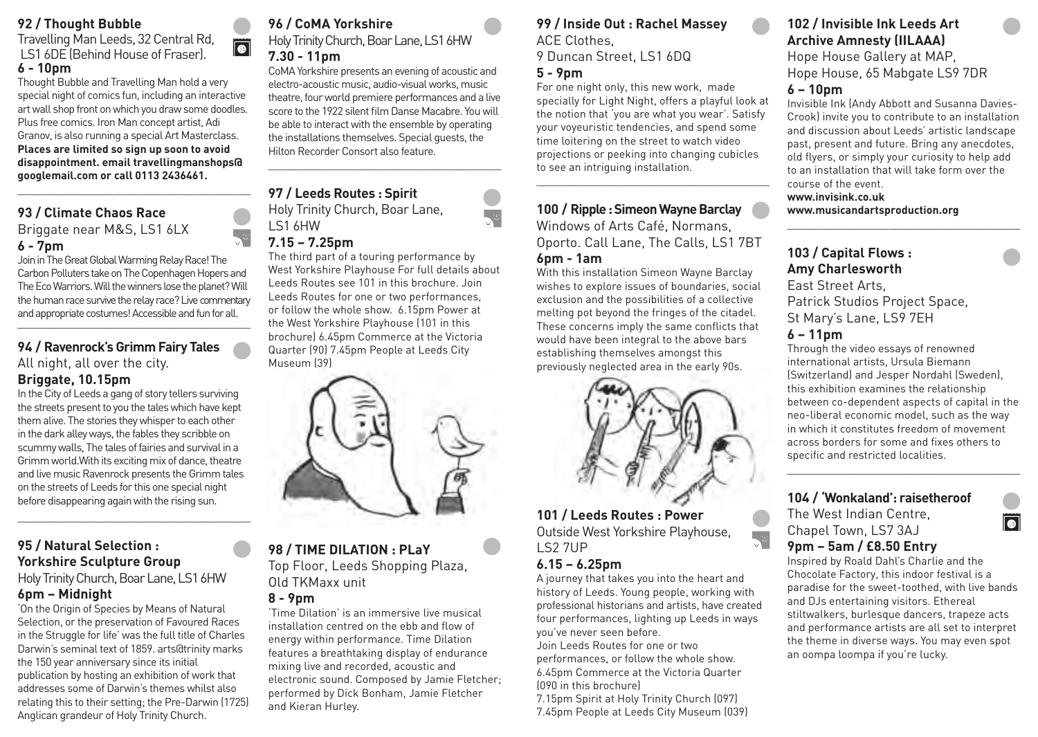## 92 / Thought Bubble

Travelling Man Leeds, 32 Central Rd, LS1 6DE (Behind House of Fraser).

**6 - 10pm**

Thought Bubble and Travelling Man hold a very special night of comics fun, including an interactive art wall shop front on which you draw some doodles. Plus free comics. Iron Man concept artist, Adi Granov, is also running a special Art Masterclass. **Places are limited so sign up soon to avoid disappointment. email travellingmanshops@googlemail.com or call 0113 2436461.**

## 93 / Climate Chaos Race

Briggate near M&S, LS1 6LX

**6 - 7pm**

Join in The Great Global Warming Relay Race! The Carbon Polluters take on The Copenhagen Hopers and The Eco Warriors. Will the winners lose the planet? Will the human race survive the relay race? Live commentary and appropriate costumes! Accessible and fun for all.

## 94 / Ravenrock's Grimm Fairy Tales

All night, all over the city.

**Briggate, 10.15pm**

In the City of Leeds a gang of story tellers surviving the streets present to you the tales which have kept them alive. The stories they whisper to each other in the dark alley ways, the fables they scribble on scummy walls, The tales of fairies and survival in a Grimm world.With its exciting mix of dance, theatre and live music Ravenrock presents the Grimm tales on the streets of Leeds for this one special night before disappearing again with the rising sun.

## 95 / Natural Selection : Yorkshire Sculpture Group

Holy Trinity Church, Boar Lane, LS1 6HW

**6pm – Midnight**

'On the Origin of Species by Means of Natural Selection, or the preservation of Favoured Races in the Struggle for life' was the full title of Charles Darwin's seminal text of 1859. arts@trinity marks the 150 year anniversary since its initial publication by hosting an exhibition of work that addresses some of Darwin's themes whilst also relating this to their setting; the Pre-Darwin (1725) Anglican grandeur of Holy Trinity Church.

## 96 / CoMA Yorkshire

Holy Trinity Church, Boar Lane, LS1 6HW

**7.30 - 11pm**

CoMA Yorkshire presents an evening of acoustic and electro-acoustic music, audio-visual works, music theatre, four world premiere performances and a live score to the 1922 silent film Danse Macabre. You will be able to interact with the ensemble by operating the installations themselves. Special guests, the Hilton Recorder Consort also feature.

## 97 / Leeds Routes : Spirit

Holy Trinity Church, Boar Lane, LS1 6HW

**7.15 – 7.25pm**

The third part of a touring performance by West Yorkshire Playhouse For full details about Leeds Routes see 101 in this brochure. Join Leeds Routes for one or two performances, or follow the whole show. 6.15pm Power at the West Yorkshire Playhouse (101 in this brochure) 6.45pm Commerce at the Victoria Quarter (90) 7.45pm People at Leeds City Museum (39)

## 98 / TIME DILATION : PLaY

Top Floor, Leeds Shopping Plaza, Old TKMaxx unit

**8 - 9pm**

'Time Dilation' is an immersive live musical installation centred on the ebb and flow of energy within performance. Time Dilation features a breathtaking display of endurance mixing live and recorded, acoustic and electronic sound. Composed by Jamie Fletcher; performed by Dick Bonham, Jamie Fletcher and Kieran Hurley.

## 99 / Inside Out : Rachel Massey

ACE Clothes, 9 Duncan Street, LS1 6DQ

**5 - 9pm**

For one night only, this new work, made specially for Light Night, offers a playful look at the notion that 'you are what you wear'. Satisfy your voyeuristic tendencies, and spend some time loitering on the street to watch video projections or peeking into changing cubicles to see an intriguing installation.

## 100 / Ripple : Simeon Wayne Barclay

Windows of Arts Café, Normans, Oporto. Call Lane, The Calls, LS1 7BT

**6pm - 1am**

With this installation Simeon Wayne Barclay wishes to explore issues of boundaries, social exclusion and the possibilities of a collective melting pot beyond the fringes of the citadel. These concerns imply the same conflicts that would have been integral to the above bars establishing themselves amongst this previously neglected area in the early 90s.

## 101 / Leeds Routes : Power

Outside West Yorkshire Playhouse, LS2 7UP

**6.15 – 6.25pm**

A journey that takes you into the heart and history of Leeds. Young people, working with professional historians and artists, have created four performances, lighting up Leeds in ways you've never seen before.

Join Leeds Routes for one or two performances, or follow the whole show.

6.45pm Commerce at the Victoria Quarter (090 in this brochure)

7.15pm Spirit at Holy Trinity Church (097)

7.45pm People at Leeds City Museum (039)

## 102 / Invisible Ink Leeds Art Archive Amnesty (IILAAA)

Hope House Gallery at MAP, Hope House, 65 Mabgate LS9 7DR

**6 – 10pm**

Invisible Ink (Andy Abbott and Susanna Davies-Crook) invite you to contribute to an installation and discussion about Leeds' artistic landscape past, present and future. Bring any anecdotes, old flyers, or simply your curiosity to help add to an installation that will take form over the course of the event.

**www.invisink.co.uk**
**www.musicandartsproduction.org**

## 103 / Capital Flows : Amy Charlesworth

East Street Arts, Patrick Studios Project Space, St Mary's Lane, LS9 7EH

**6 – 11pm**

Through the video essays of renowned international artists, Ursula Biemann (Switzerland) and Jesper Nordahl (Sweden), this exhibition examines the relationship between co-dependent aspects of capital in the neo-liberal economic model, such as the way in which it constitutes freedom of movement across borders for some and fixes others to specific and restricted localities.

## 104 / 'Wonkaland': raisetheroof

The West Indian Centre, Chapel Town, LS7 3AJ

**9pm – 5am / £8.50 Entry**

Inspired by Roald Dahl's Charlie and the Chocolate Factory, this indoor festival is a paradise for the sweet-toothed, with live bands and DJs entertaining visitors. Ethereal stiltwalkers, burlesque dancers, trapeze acts and performance artists are all set to interpret the theme in diverse ways. You may even spot an oompa loompa if you're lucky.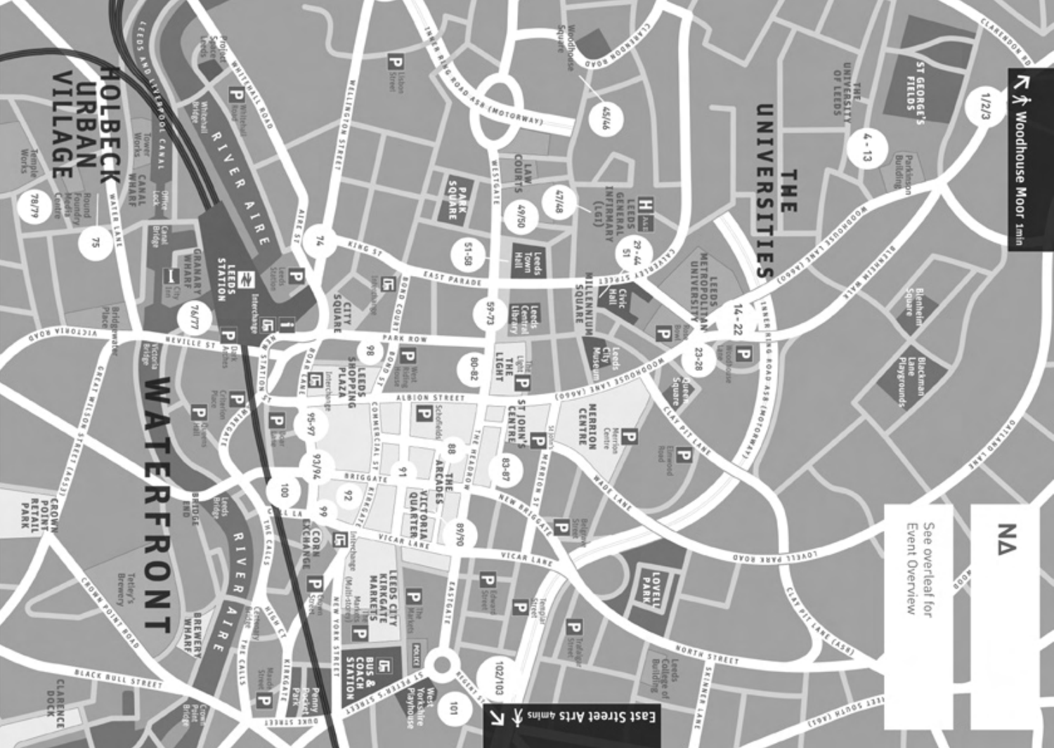Woodhouse Moor 1min

East Street Arts 4mins

See overleaf for Event Overview

N

HOLBECK URBAN VILLAGE

WATERFRONT

THE UNIVERSITIES

RIVER AIRE

LEEDS STATION

CITY SQUARE

PARK SQUARE

LAW COURTS

MILLENNIUM SQUARE

LEEDS GENERAL INFIRMARY (LGI)

LEEDS METROPOLITAN UNIVERSITY

THE UNIVERSITY OF LEEDS

ST GEORGE'S FIELDS

LEEDS SHOPPING PLAZA

THE LIGHT

ST JOHN'S CENTRE

MERRION CENTRE

THE ARCADES

VICTORIA QUARTER

CORN EXCHANGE

LEEDS CITY KIRKGATE MARKETS

BUS & COACH STATION

LOVELL PARK

GRANARY WHARF

CANAL WHARF

BREWERY WHARF

CROWN POINT RETAIL PARK

CLARENCE DOCK

1/2/3, 4-13, 14-22, 23-28, 29-44, 45/46, 47/48, 49/50, 51, 51-58, 59-73, 74, 75, 76/77, 78/79, 80-82, 83-87, 88, 89/90, 91, 92, 93/94, 95-97, 98, 99, 100, 101, 102/103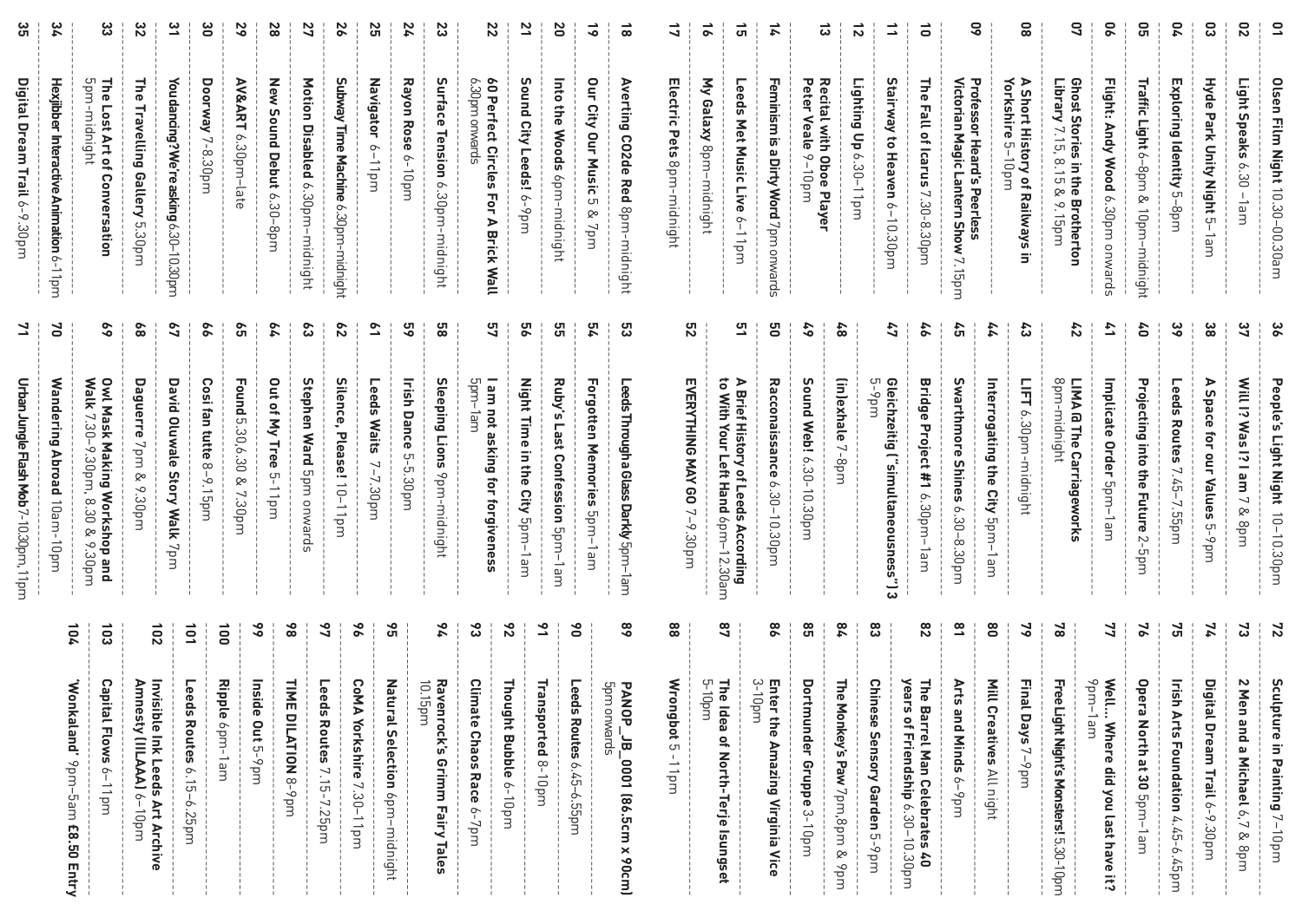01 **Olsen Film Night** 10.30–00.30am

02 **Light Speaks** 6.30 –1am

03 **Hyde Park Unity Night** 5–1am

04 **Exploring Identity** 5–8pm

05 **Traffic Light** 6–8pm & 10pm–midnight

06 **Flight: Andy Wood** 6.30pm onwards

07 **Ghost Stories in the Brotherton Library** 7.15, 8.15 & 9.15pm

08 **A Short History of Railways in Yorkshire** 5–10pm

09 **Professor Heard's Peerless Victorian Magic Lantern Show** 7.15pm

10 **The Fall of Icarus** 7.30–8.30pm

11 **Stairway to Heaven** 6–10.30pm

12 **Lighting Up** 6.30–11pm

13 **Recital with Oboe Player Peter Veale** 9–10pm

14 **Feminism is a Dirty Word** 7pm onwards

15 **Leeds Met Music Live** 6–11pm

16 **My Galaxy** 8pm–midnight

17 **Electric Pets** 8pm–midnight

18 **Averting CO2de Red** 8pm–midnight

19 **Our City Our Music** 5 & 7pm

20 **Into the Woods** 6pm–midnight

21 **Sound City Leeds!** 6–9pm

22 **60 Perfect Circles For A Brick Wall** 6.30pm onwards

23 **Surface Tension** 6.30pm–midnight

24 **Rayon Rose** 6–10pm

25 **Navigator** 6–11pm

26 **Subway Time Machine** 6.30pm–midnight

27 **Motion Disabled** 6.30pm–midnight

28 **New Sound Debut** 6.30–8pm

29 **AV&ART** 6.30pm–late

30 **Doorway** 7–8.30pm

31 **Youdancing?We're asking** 6.30–10.30pm

32 **The Travelling Gallery** 5.30pm

33 **The Lost Art of Conversation** 5pm–midnight

34 **Hexjibber Interactive Animation** 6–11pm

35 **Digital Dream Trail** 6–9.30pm

36 **People's Light Night** 10–10.30pm

37 **Will I? Was I? I am** 7 & 8pm

38 **A Space for our Values** 5–9pm

39 **Leeds Routes** 7.45–7.55pm

40 **Projecting into the Future** 2–5pm

41 **Implicate Order** 5pm–1am

42 **LIMA @ The Carriageworks** 8pm–midnight

43 **LIFT** 6.30pm–midnight

44 **Interrogating the City** 5pm–1am

45 **Swarthmore Shines** 6.30–8.30pm

46 **Bridge Project #1** 6.30pm–1am

47 **Gleichzeitig ("simultaneousness")** 3 5–9pm

48 **(in)exhale** 7–8pm

49 **Sound Web!** 6.30–10.30pm

50 **Racconaissance** 6.30–10.30pm

51 **A Brief History of Leeds According to With Your Left Hand** 6pm–12.30am

52 **EVERYTHING MAY GO** 7–9.30pm

53 **Leeds Through a Glass Darkly** 5pm–1am

54 **Forgotten Memories** 5pm–1am

55 **Ruby's Last Confession** 5pm–1am

56 **Night Time in the City** 5pm–1am

57 **I am not asking for forgiveness** 5pm–1am

58 **Sleeping Lions** 9pm–midnight

59 **Irish Dance** 5–5.30pm

61 **Leeds Waits** 7–7.30pm

62 **Silence, Please!** 10–11pm

63 **Stephen Ward** 5pm onwards

64 **Out of My Tree** 5–11pm

65 **Found** 5.30, 6.30 & 7.30pm

66 **Così fan tutte** 8–9.15pm

67 **David Oluwale Story Walk** 7pm

68 **Daguerre** 7pm & 9.30pm

69 **Owl Mask Making Workshop and Walk** 7.30–9.30pm, 8.30 & 9.30pm

70 **Wandering Abroad** 10am–10pm

71 **Urban Jungle Flash Mob** 7–10.30pm, 11pm

72 **Sculpture in Painting** 7–10pm

73 **2 Men and a Michael** 6, 7 & 8pm

74 **Digital Dream Trail** 6–9.30pm

75 **Irish Arts Foundation** 4.45–6.45pm

76 **Opera North at 30** 5pm–1am

77 **Well... Where did you last have it?** 9pm–1am

78 **Free Light Night's Monsters!** 5.30–10pm

79 **Final Days** 7–9pm

80 **Mill Creatives** All night

81 **Arts and Minds** 6–9pm

82 **The Barrel Man Celebrates 40 years of Friendship** 6.30–10.30pm

83 **Chinese Sensory Garden** 5–9pm

84 **The Monkey's Paw** 7pm, 8pm & 9pm

85 **Dortmunder Gruppe** 3–10pm

86 **Enter the Amazing Virginia Vice** 3-10pm

87 **The Idea of North-Terje Isungset** 5-10pm

88 **Wrongbot** 5–11pm

89 **PANOP_JB_0001 (86.5cm x 90cm)** 5pm onwards

90 **Leeds Routes** 6.45–6.55pm

91 **Transported** 8–10pm

92 **Thought Bubble** 6–10pm

93 **Climate Chaos Race** 6–7pm

94 **Ravenrock's Grimm Fairy Tales** 10.15pm

95 **Natural Selection** 6pm–midnight

96 **CoMA Yorkshire** 7.30–11pm

97 **Leeds Routes** 7.15–7.25pm

98 **TIME DILATION** 8–9pm

99 **Inside Out** 5–9pm

100 **Ripple** 6pm–1am

101 **Leeds Routes** 6.15–6.25pm

102 **Invisible Ink Leeds Art Archive Amnesty (IILAAA)** 6–10pm

103 **Capital Flows** 6–11pm

104 **'Wonkaland'** 9pm–5am **£8.50 Entry**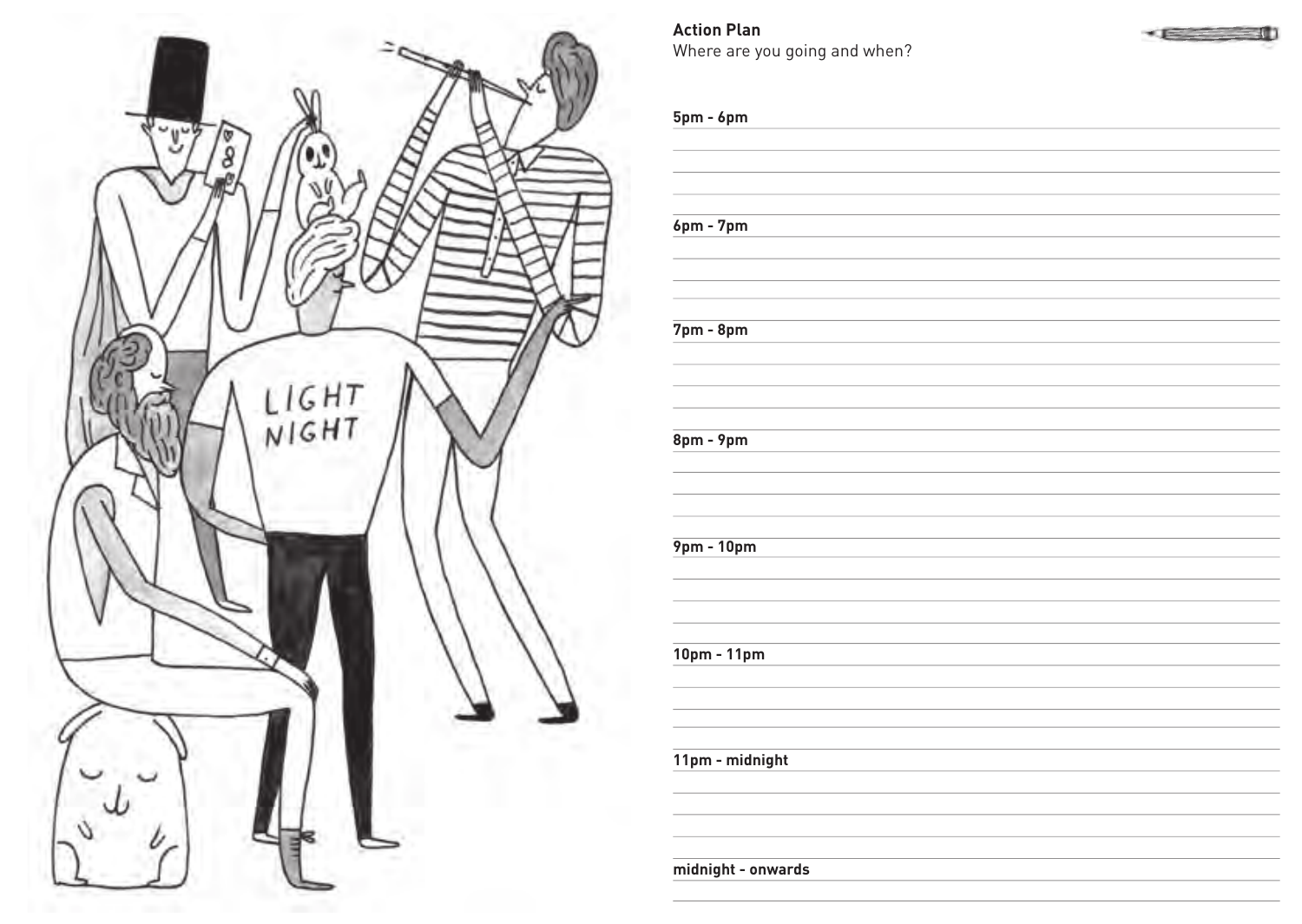**Action Plan**

Where are you going and when?

**5pm - 6pm**

**6pm - 7pm**

**7pm - 8pm**

**8pm - 9pm**

**9pm - 10pm**

**10pm - 11pm**

**11pm - midnight**

**midnight - onwards**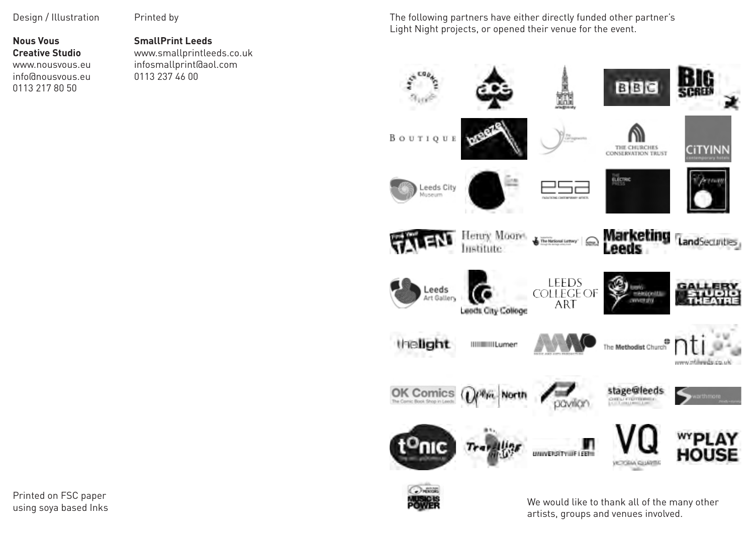Design / Illustration

**Nous Vous Creative Studio**
www.nousvous.eu
info@nousvous.eu
0113 217 80 50

Printed by

**SmallPrint Leeds**
www.smallprintleeds.co.uk
infosmallprint@aol.com
0113 237 46 00

Printed on FSC paper using soya based Inks

The following partners have either directly funded other partner's Light Night projects, or opened their venue for the event.

We would like to thank all of the many other artists, groups and venues involved.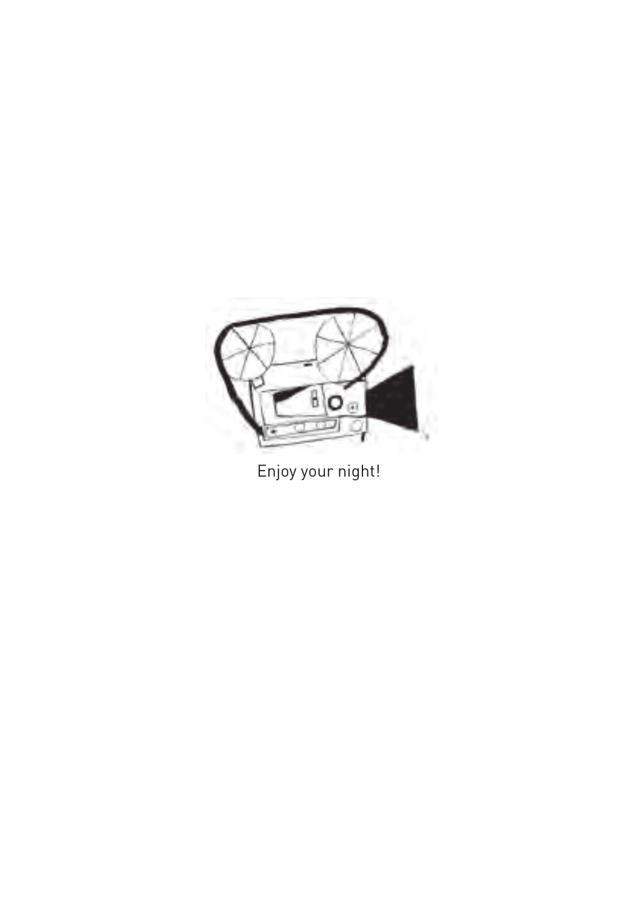Enjoy your night!